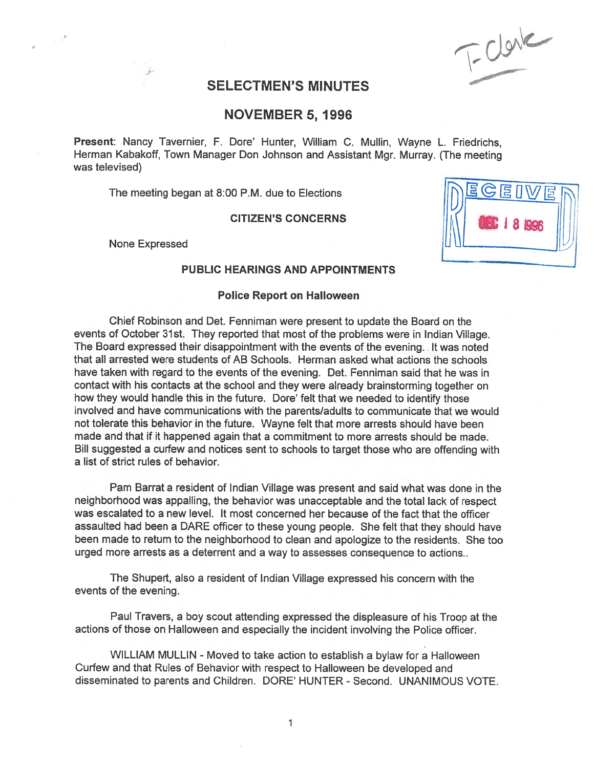# SELECTMEN'S MINUTES

## NOVEMBER 5, 1996

**Present**: Nancy Tavernier, F. Dore' Hunter, William C. Mullin, Wayne L. Friedrichs, Herman Kabakoff, Town Manager Don Johnson and Assistant Mgr. Murray. (The meeting was televised)

The meeting began at 8:00 P.M. due to Elections

**CITIZEN'S CONCERNS**

None Expressed

**PUBLIC HEARINGS AND APPOINTMENTS**

**Police Report on Halloween**

Chief Robinson and Det. Fenniman were present to update the Board on the events of October 31st. They reported that most of the problems were in Indian Village. The Board expressed their disappointment with the events of the evening. It was noted that all arrested were students of AB Schools. Herman asked what actions the schools have taken with regard to the events of the evening. Det. Fenniman said that he was in contact with his contacts at the school and they were already brainstorming together on how they would handle this in the future. Dore' felt that we needed to identify those involved and have communications with the parents/adults to communicate that we would not tolerate this behavior in the future. Wayne felt that more arrests should have been made and that if it happened again that a commitment to more arrests should be made. Bill suggested a curfew and notices sent to schools to target those who are offending with a list of strict rules of behavior.

Pam Barrat a resident of Indian Village was present and said what was done in the neighborhood was appalling, the behavior was unacceptable and the total lack of respect was escalated to a new level. It most concerned her because of the fact that the officer assaulted had been a DARE officer to these young people. She felt that they should have been made to return to the neighborhood to clean and apologize to the residents. She too urged more arrests as a deterrent and a way to assesses consequence to actions..

The Shupert, also a resident of Indian Village expressed his concern with the events of the evening.

Paul Travers, a boy scout attending expressed the displeasure of his Troop at the actions of those on Halloween and especially the incident involving the Police officer.

WILLIAM MULLIN - Moved to take action to establish a bylaw for a Halloween Curfew and that Rules of Behavior with respect to Halloween be developed and disseminated to parents and Children. DORE' HUNTER - Second. UNANIMOUS VOTE.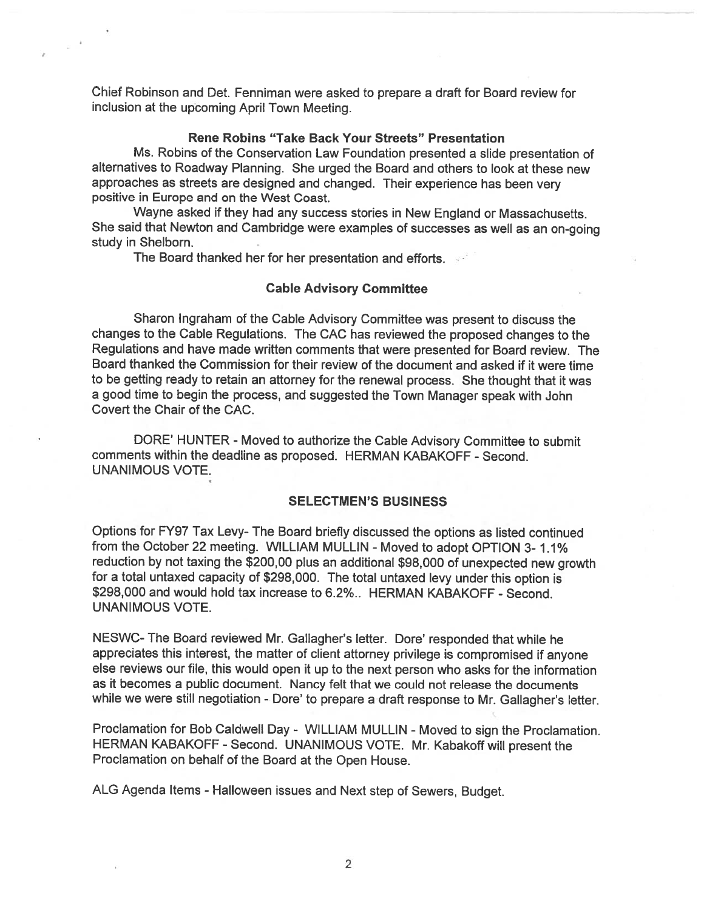Chief Robinson and Det. Fenniman were asked to prepare a draft for Board review for inclusion at the upcoming April Town Meeting.

**Rene Robins "Take Back Your Streets" Presentation**

Ms. Robins of the Conservation Law Foundation presented a slide presentation of alternatives to Roadway Planning. She urged the Board and others to look at these new approaches as streets are designed and changed. Their experience has been very positive in Europe and on the West Coast.

Wayne asked if they had any success stories in New England or Massachusetts. She said that Newton and Cambridge were examples of successes as well as an on-going study in Shelborn.

The Board thanked her for her presentation and efforts.

**Cable Advisory Committee**

Sharon Ingraham of the Cable Advisory Committee was present to discuss the changes to the Cable Regulations. The CAC has reviewed the proposed changes to the Regulations and have made written comments that were presented for Board review. The Board thanked the Commission for their review of the document and asked if it were time to be getting ready to retain an attorney for the renewal process. She thought that it was a good time to begin the process, and suggested the Town Manager speak with John Covert the Chair of the CAC.

DORE' HUNTER - Moved to authorize the Cable Advisory Committee to submit comments within the deadline as proposed. HERMAN KABAKOFF - Second. UNANIMOUS VOTE.

**SELECTMEN'S BUSINESS**

Options for FY97 Tax Levy- The Board briefly discussed the options as listed continued from the October 22 meeting. WILLIAM MULLIN - Moved to adopt OPTION 3- 1.1% reduction by not taxing the $200,00 plus an additional $98,000 of unexpected new growth for a total untaxed capacity of $298,000. The total untaxed levy under this option is $298,000 and would hold tax increase to 6.2%.. HERMAN KABAKOFF - Second. UNANIMOUS VOTE.

NESWC- The Board reviewed Mr. Gallagher's letter. Dore' responded that while he appreciates this interest, the matter of client attorney privilege is compromised if anyone else reviews our file, this would open it up to the next person who asks for the information as it becomes a public document. Nancy felt that we could not release the documents while we were still negotiation - Dore' to prepare a draft response to Mr. Gallagher's letter.

Proclamation for Bob Caldwell Day - WILLIAM MULLIN - Moved to sign the Proclamation. HERMAN KABAKOFF - Second. UNANIMOUS VOTE. Mr. Kabakoff will present the Proclamation on behalf of the Board at the Open House.

ALG Agenda Items - Halloween issues and Next step of Sewers, Budget.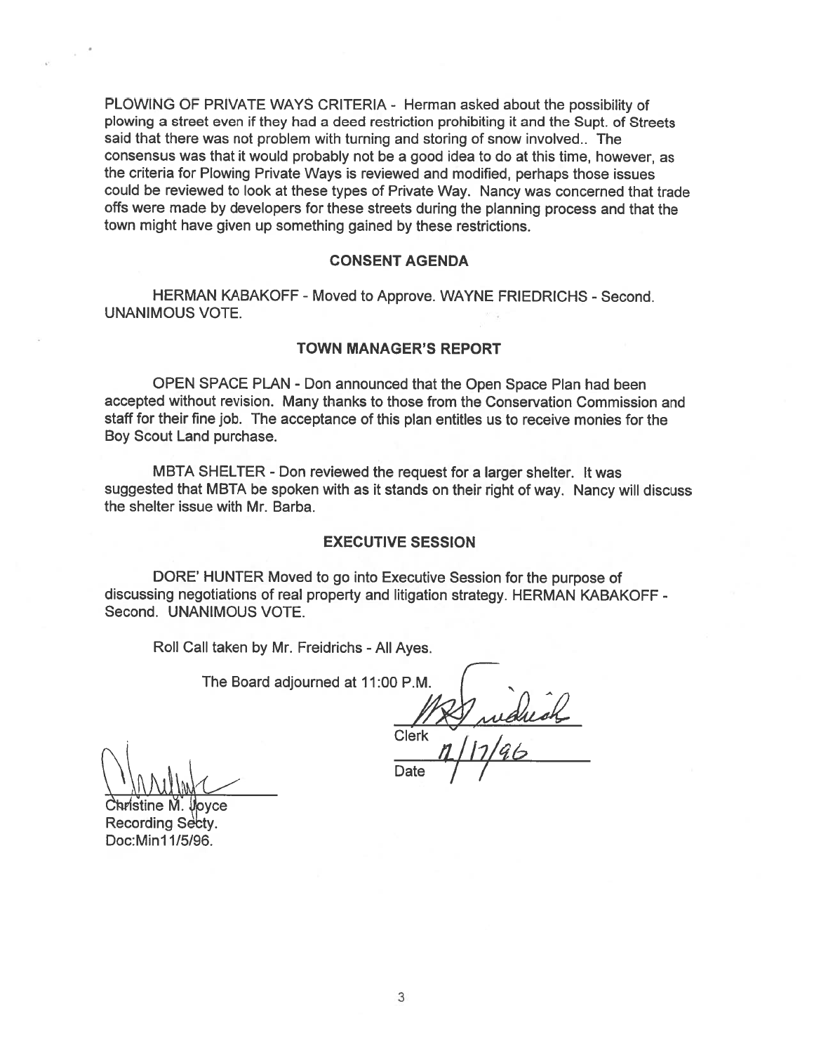PLOWING OF PRIVATE WAYS CRITERIA - Herman asked about the possibility of plowing a street even if they had a deed restriction prohibiting it and the Supt. of Streets said that there was not problem with turning and storing of snow involved.. The consensus was that it would probably not be a good idea to do at this time, however, as the criteria for Plowing Private Ways is reviewed and modified, perhaps those issues could be reviewed to look at these types of Private Way. Nancy was concerned that trade offs were made by developers for these streets during the planning process and that the town might have given up something gained by these restrictions.

## CONSENT AGENDA

HERMAN KABAKOFF - Moved to Approve. WAYNE FRIEDRICHS - Second. UNANIMOUS VOTE.

## TOWN MANAGER'S REPORT

OPEN SPACE PLAN - Don announced that the Open Space Plan had been accepted without revision. Many thanks to those from the Conservation Commission and staff for their fine job. The acceptance of this plan entitles us to receive monies for the Boy Scout Land purchase.

MBTA SHELTER - Don reviewed the request for a larger shelter. It was suggested that MBTA be spoken with as it stands on their right of way. Nancy will discuss the shelter issue with Mr. Barba.

## EXECUTIVE SESSION

DORE' HUNTER Moved to go into Executive Session for the purpose of discussing negotiations of real property and litigation strategy. HERMAN KABAKOFF - Second. UNANIMOUS VOTE.

Roll Call taken by Mr. Freidrichs - All Ayes.

The Board adjourned at 11:00 P.M.

Clerk

Date 11/17/96

Christine M. Joyce
Recording Secty.
Doc:Min11/5/96.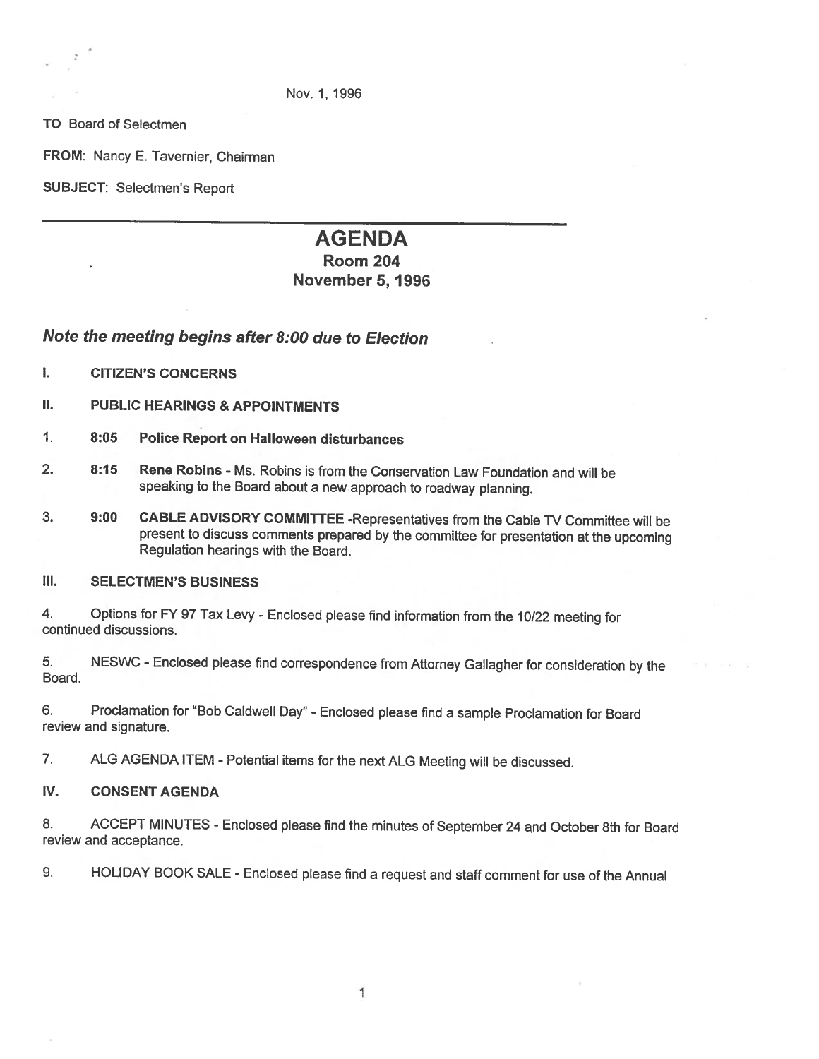Nov. 1, 1996

**TO** Board of Selectmen

**FROM**: Nancy E. Tavernier, Chairman

**SUBJECT**: Selectmen's Report

---

# AGENDA
## Room 204
## November 5, 1996

### *Note the meeting begins after 8:00 due to Election*

**I. CITIZEN'S CONCERNS**

**II. PUBLIC HEARINGS & APPOINTMENTS**

1. **8:05 Police Report on Halloween disturbances**

2. **8:15 Rene Robins** - Ms. Robins is from the Conservation Law Foundation and will be speaking to the Board about a new approach to roadway planning.

3. **9:00 CABLE ADVISORY COMMITTEE** -Representatives from the Cable TV Committee will be present to discuss comments prepared by the committee for presentation at the upcoming Regulation hearings with the Board.

**III. SELECTMEN'S BUSINESS**

4. Options for FY 97 Tax Levy - Enclosed please find information from the 10/22 meeting for continued discussions.

5. NESWC - Enclosed please find correspondence from Attorney Gallagher for consideration by the Board.

6. Proclamation for "Bob Caldwell Day" - Enclosed please find a sample Proclamation for Board review and signature.

7. ALG AGENDA ITEM - Potential items for the next ALG Meeting will be discussed.

**IV. CONSENT AGENDA**

8. ACCEPT MINUTES - Enclosed please find the minutes of September 24 and October 8th for Board review and acceptance.

9. HOLIDAY BOOK SALE - Enclosed please find a request and staff comment for use of the Annual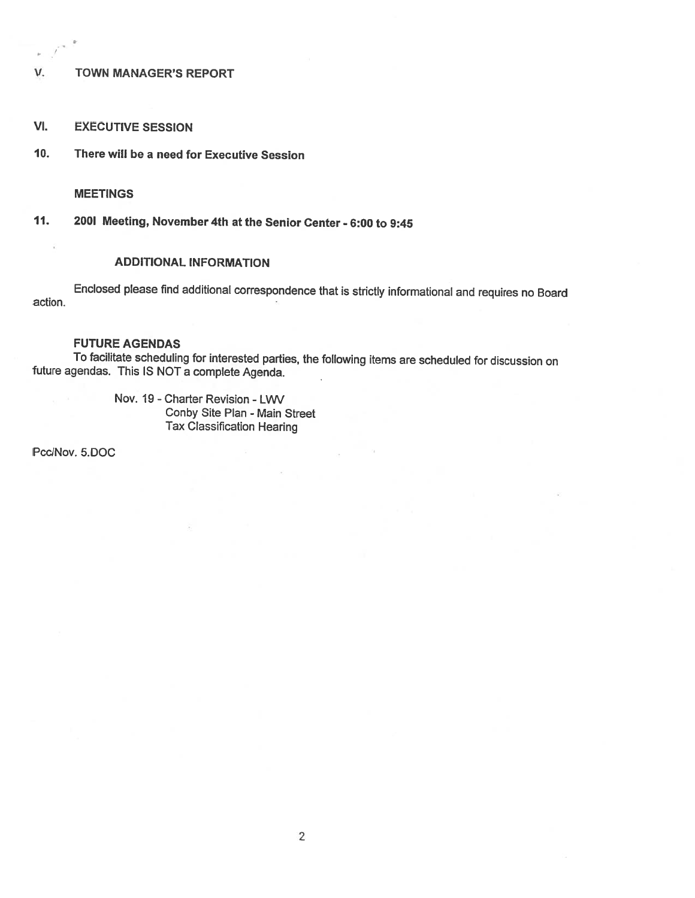## V. TOWN MANAGER'S REPORT

## VI. EXECUTIVE SESSION

**10. There will be a need for Executive Session**

### MEETINGS

**11. 2001 Meeting, November 4th at the Senior Center - 6:00 to 9:45**

### ADDITIONAL INFORMATION

Enclosed please find additional correspondence that is strictly informational and requires no Board action.

### FUTURE AGENDAS

To facilitate scheduling for interested parties, the following items are scheduled for discussion on future agendas. This IS NOT a complete Agenda.

Nov. 19 - Charter Revision - LWV
Conby Site Plan - Main Street
Tax Classification Hearing

Pcc/Nov. 5.DOC